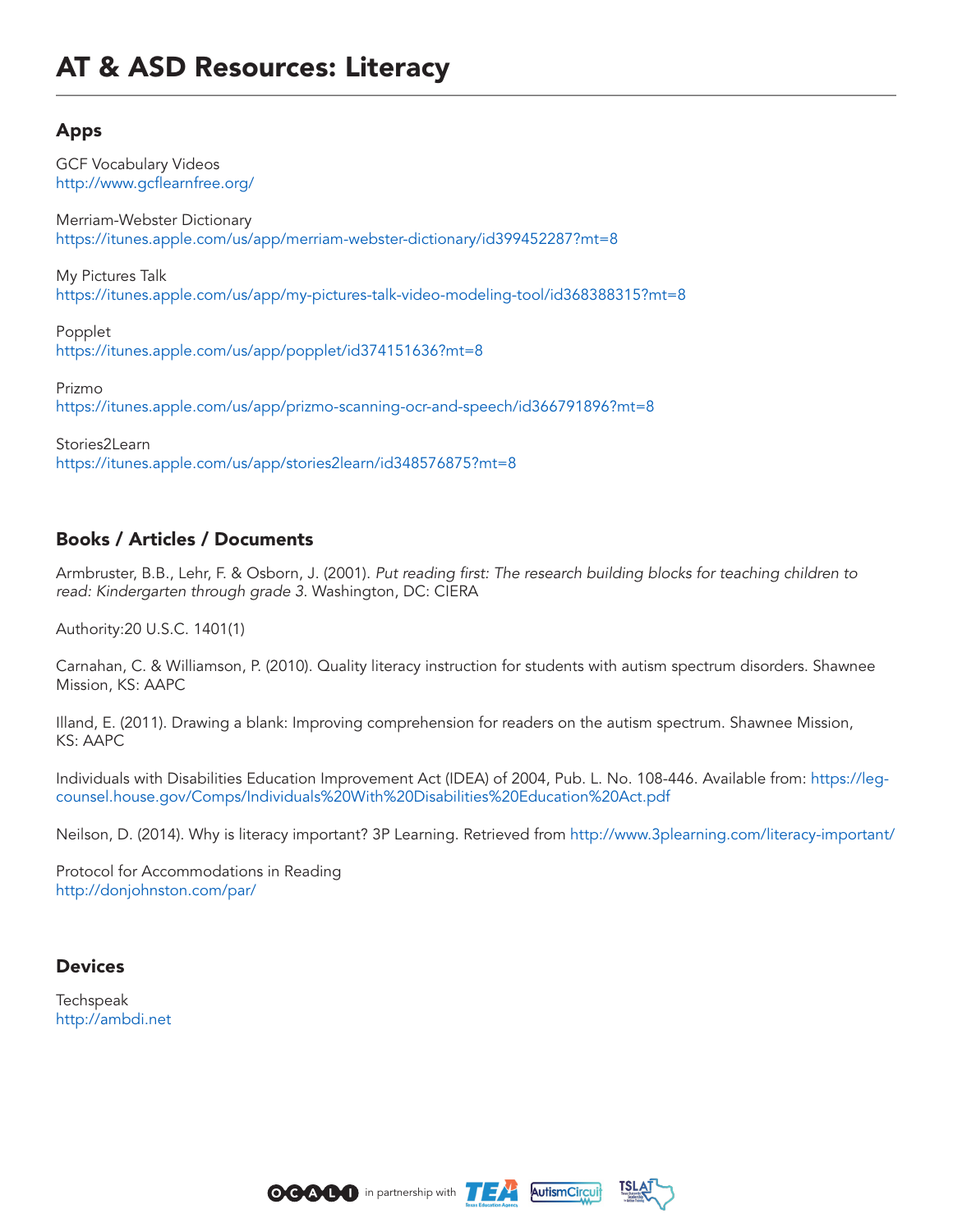# AT & ASD Resources: Literacy

## Apps

GCF Vocabulary Videos
http://www.gcflearnfree.org/

Merriam-Webster Dictionary
https://itunes.apple.com/us/app/merriam-webster-dictionary/id399452287?mt=8

My Pictures Talk
https://itunes.apple.com/us/app/my-pictures-talk-video-modeling-tool/id368388315?mt=8

Popplet
https://itunes.apple.com/us/app/popplet/id374151636?mt=8

Prizmo
https://itunes.apple.com/us/app/prizmo-scanning-ocr-and-speech/id366791896?mt=8

Stories2Learn
https://itunes.apple.com/us/app/stories2learn/id348576875?mt=8

## Books / Articles / Documents

Armbruster, B.B., Lehr, F. & Osborn, J. (2001). *Put reading first: The research building blocks for teaching children to read: Kindergarten through grade 3*. Washington, DC: CIERA

Authority:20 U.S.C. 1401(1)

Carnahan, C. & Williamson, P. (2010). Quality literacy instruction for students with autism spectrum disorders. Shawnee Mission, KS: AAPC

Illand, E. (2011). Drawing a blank: Improving comprehension for readers on the autism spectrum. Shawnee Mission, KS: AAPC

Individuals with Disabilities Education Improvement Act (IDEA) of 2004, Pub. L. No. 108-446. Available from: https://legcounsel.house.gov/Comps/Individuals%20With%20Disabilities%20Education%20Act.pdf

Neilson, D. (2014). Why is literacy important? 3P Learning. Retrieved from http://www.3plearning.com/literacy-important/

Protocol for Accommodations in Reading
http://donjohnston.com/par/

## Devices

Techspeak
http://ambdi.net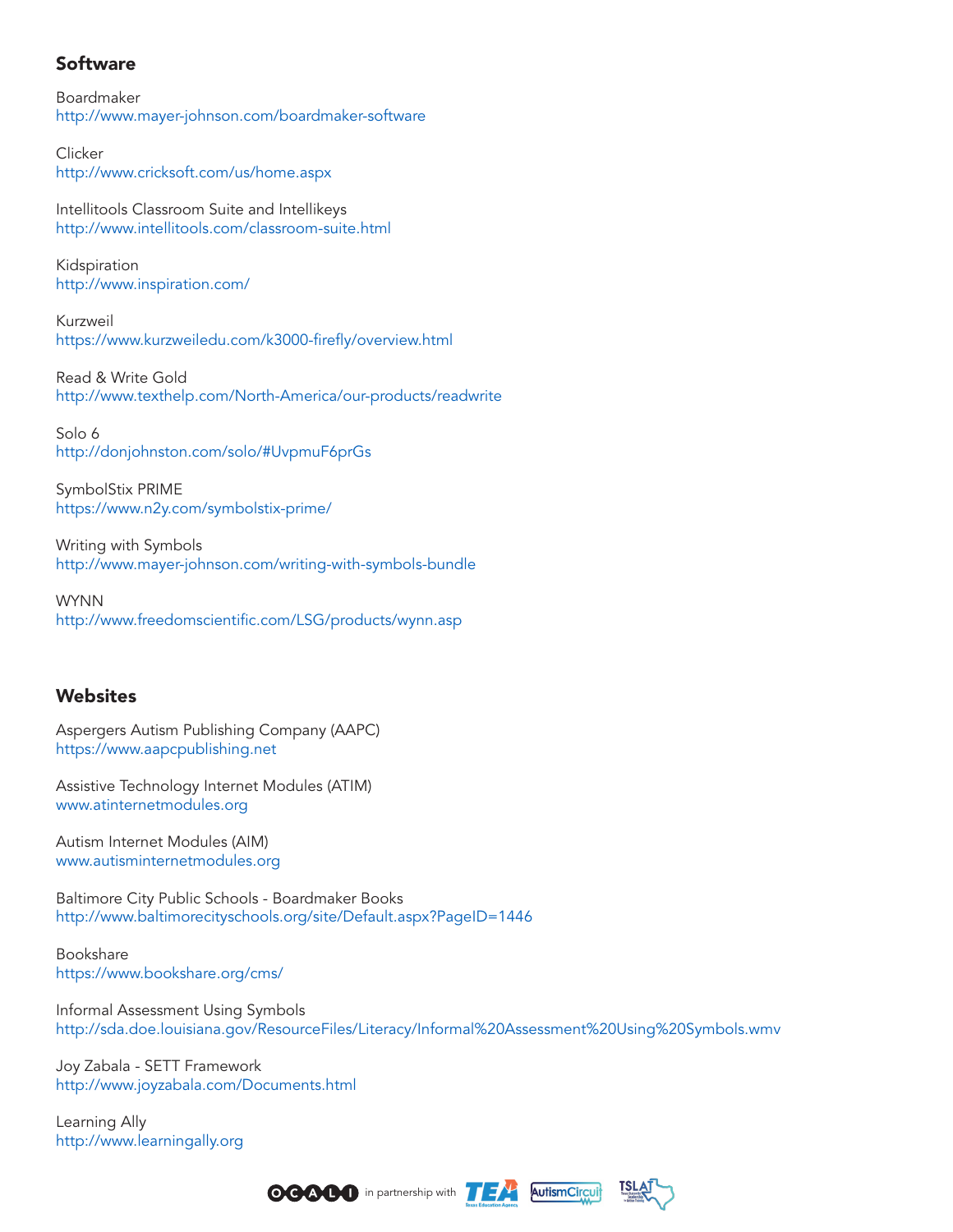## Software

Boardmaker
http://www.mayer-johnson.com/boardmaker-software

Clicker
http://www.cricksoft.com/us/home.aspx

Intellitools Classroom Suite and Intellikeys
http://www.intellitools.com/classroom-suite.html

Kidspiration
http://www.inspiration.com/

Kurzweil
https://www.kurzweiledu.com/k3000-firefly/overview.html

Read & Write Gold
http://www.texthelp.com/North-America/our-products/readwrite

Solo 6
http://donjohnston.com/solo/#UvpmuF6prGs

SymbolStix PRIME
https://www.n2y.com/symbolstix-prime/

Writing with Symbols
http://www.mayer-johnson.com/writing-with-symbols-bundle

WYNN
http://www.freedomscientific.com/LSG/products/wynn.asp

## Websites

Aspergers Autism Publishing Company (AAPC)
https://www.aapcpublishing.net

Assistive Technology Internet Modules (ATIM)
www.atinternetmodules.org

Autism Internet Modules (AIM)
www.autisminternetmodules.org

Baltimore City Public Schools - Boardmaker Books
http://www.baltimorecityschools.org/site/Default.aspx?PageID=1446

Bookshare
https://www.bookshare.org/cms/

Informal Assessment Using Symbols
http://sda.doe.louisiana.gov/ResourceFiles/Literacy/Informal%20Assessment%20Using%20Symbols.wmv

Joy Zabala - SETT Framework
http://www.joyzabala.com/Documents.html

Learning Ally
http://www.learningally.org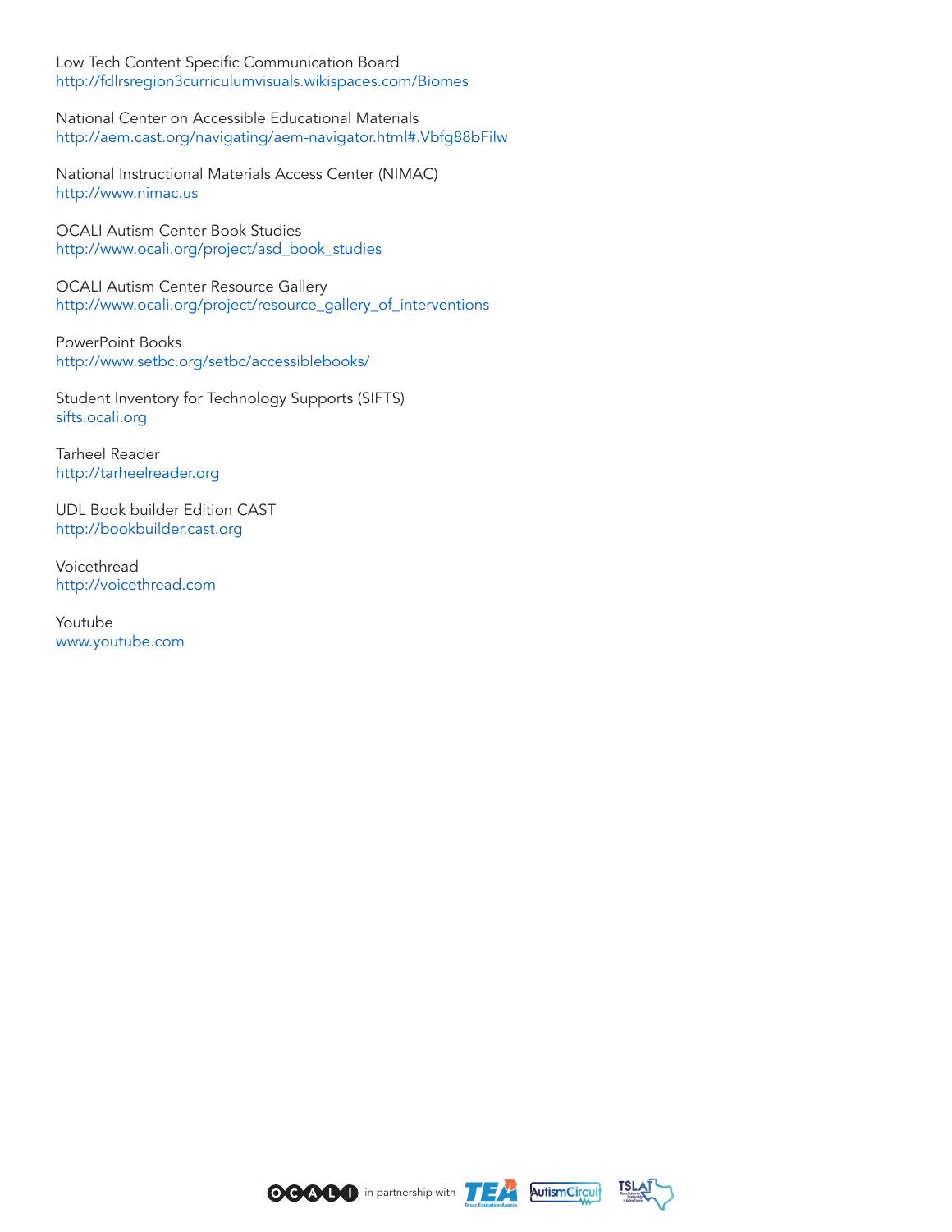Low Tech Content Specific Communication Board
http://fdlrsregion3curriculumvisuals.wikispaces.com/Biomes

National Center on Accessible Educational Materials
http://aem.cast.org/navigating/aem-navigator.html#.Vbfg88bFilw

National Instructional Materials Access Center (NIMAC)
http://www.nimac.us

OCALI Autism Center Book Studies
http://www.ocali.org/project/asd_book_studies

OCALI Autism Center Resource Gallery
http://www.ocali.org/project/resource_gallery_of_interventions

PowerPoint Books
http://www.setbc.org/setbc/accessiblebooks/

Student Inventory for Technology Supports (SIFTS)
sifts.ocali.org

Tarheel Reader
http://tarheelreader.org

UDL Book builder Edition CAST
http://bookbuilder.cast.org

Voicethread
http://voicethread.com

Youtube
www.youtube.com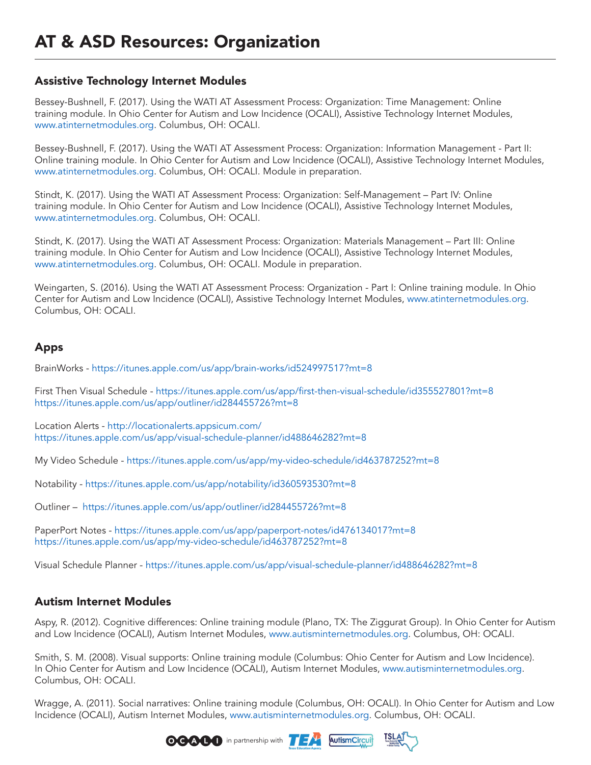# AT & ASD Resources: Organization

## Assistive Technology Internet Modules

Bessey-Bushnell, F. (2017). Using the WATI AT Assessment Process: Organization: Time Management: Online training module. In Ohio Center for Autism and Low Incidence (OCALI), Assistive Technology Internet Modules, www.atinternetmodules.org. Columbus, OH: OCALI.

Bessey-Bushnell, F. (2017). Using the WATI AT Assessment Process: Organization: Information Management - Part II: Online training module. In Ohio Center for Autism and Low Incidence (OCALI), Assistive Technology Internet Modules, www.atinternetmodules.org. Columbus, OH: OCALI. Module in preparation.

Stindt, K. (2017). Using the WATI AT Assessment Process: Organization: Self-Management – Part IV: Online training module. In Ohio Center for Autism and Low Incidence (OCALI), Assistive Technology Internet Modules, www.atinternetmodules.org. Columbus, OH: OCALI.

Stindt, K. (2017). Using the WATI AT Assessment Process: Organization: Materials Management – Part III: Online training module. In Ohio Center for Autism and Low Incidence (OCALI), Assistive Technology Internet Modules, www.atinternetmodules.org. Columbus, OH: OCALI. Module in preparation.

Weingarten, S. (2016). Using the WATI AT Assessment Process: Organization - Part I: Online training module. In Ohio Center for Autism and Low Incidence (OCALI), Assistive Technology Internet Modules, www.atinternetmodules.org. Columbus, OH: OCALI.

## Apps

BrainWorks - https://itunes.apple.com/us/app/brain-works/id524997517?mt=8

First Then Visual Schedule - https://itunes.apple.com/us/app/first-then-visual-schedule/id355527801?mt=8
https://itunes.apple.com/us/app/outliner/id284455726?mt=8

Location Alerts - http://locationalerts.appsicum.com/
https://itunes.apple.com/us/app/visual-schedule-planner/id488646282?mt=8

My Video Schedule - https://itunes.apple.com/us/app/my-video-schedule/id463787252?mt=8

Notability - https://itunes.apple.com/us/app/notability/id360593530?mt=8

Outliner – https://itunes.apple.com/us/app/outliner/id284455726?mt=8

PaperPort Notes - https://itunes.apple.com/us/app/paperport-notes/id476134017?mt=8
https://itunes.apple.com/us/app/my-video-schedule/id463787252?mt=8

Visual Schedule Planner - https://itunes.apple.com/us/app/visual-schedule-planner/id488646282?mt=8

## Autism Internet Modules

Aspy, R. (2012). Cognitive differences: Online training module (Plano, TX: The Ziggurat Group). In Ohio Center for Autism and Low Incidence (OCALI), Autism Internet Modules, www.autisminternetmodules.org. Columbus, OH: OCALI.

Smith, S. M. (2008). Visual supports: Online training module (Columbus: Ohio Center for Autism and Low Incidence). In Ohio Center for Autism and Low Incidence (OCALI), Autism Internet Modules, www.autisminternetmodules.org. Columbus, OH: OCALI.

Wragge, A. (2011). Social narratives: Online training module (Columbus, OH: OCALI). In Ohio Center for Autism and Low Incidence (OCALI), Autism Internet Modules, www.autisminternetmodules.org. Columbus, OH: OCALI.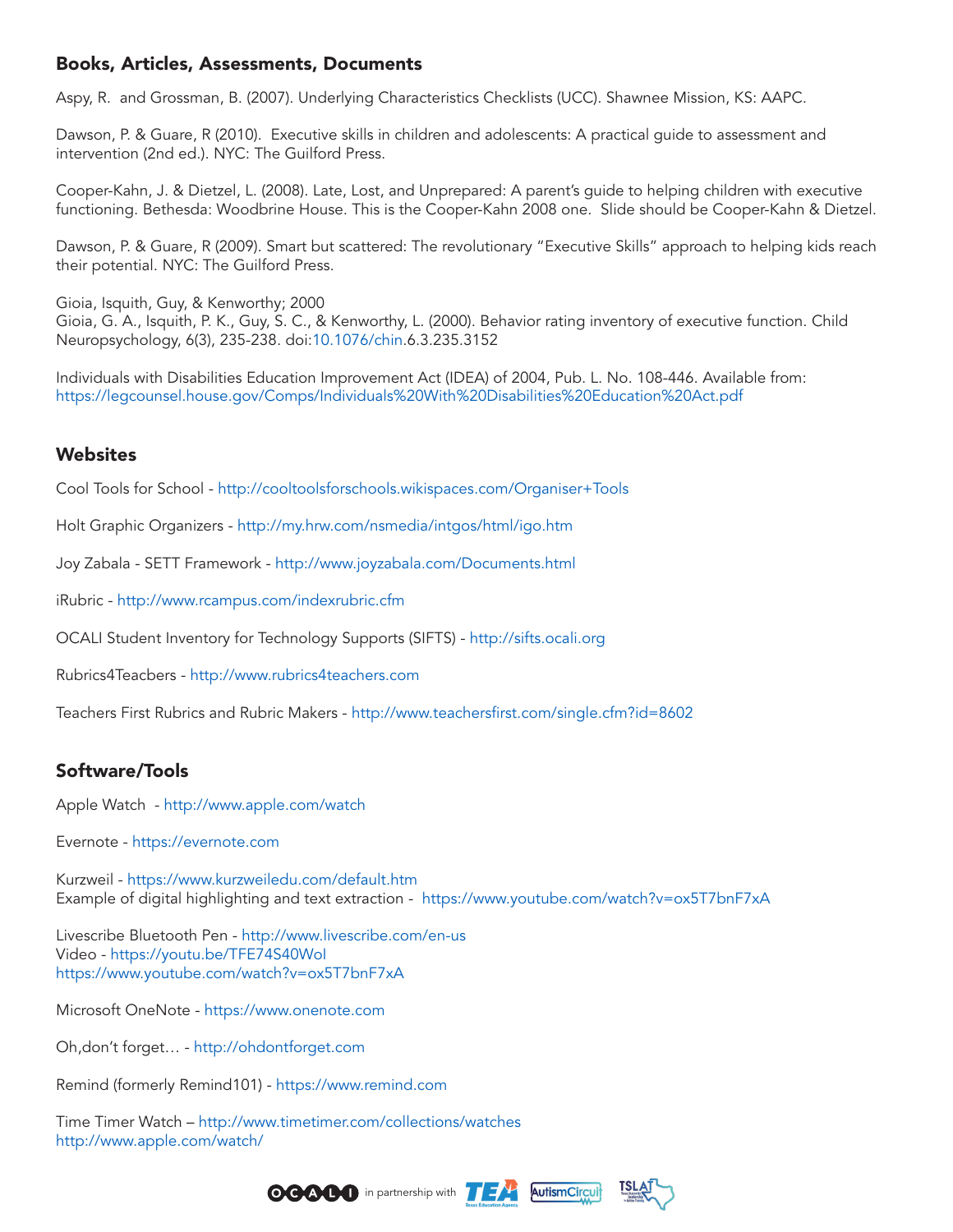## Books, Articles, Assessments, Documents

Aspy, R. and Grossman, B. (2007). Underlying Characteristics Checklists (UCC). Shawnee Mission, KS: AAPC.

Dawson, P. & Guare, R (2010). Executive skills in children and adolescents: A practical guide to assessment and intervention (2nd ed.). NYC: The Guilford Press.

Cooper-Kahn, J. & Dietzel, L. (2008). Late, Lost, and Unprepared: A parent's guide to helping children with executive functioning. Bethesda: Woodbrine House. This is the Cooper-Kahn 2008 one. Slide should be Cooper-Kahn & Dietzel.

Dawson, P. & Guare, R (2009). Smart but scattered: The revolutionary "Executive Skills" approach to helping kids reach their potential. NYC: The Guilford Press.

Gioia, Isquith, Guy, & Kenworthy; 2000
Gioia, G. A., Isquith, P. K., Guy, S. C., & Kenworthy, L. (2000). Behavior rating inventory of executive function. Child Neuropsychology, 6(3), 235-238. doi:10.1076/chin.6.3.235.3152

Individuals with Disabilities Education Improvement Act (IDEA) of 2004, Pub. L. No. 108-446. Available from: https://legcounsel.house.gov/Comps/Individuals%20With%20Disabilities%20Education%20Act.pdf

## Websites

Cool Tools for School - http://cooltoolsforschools.wikispaces.com/Organiser+Tools

Holt Graphic Organizers - http://my.hrw.com/nsmedia/intgos/html/igo.htm

Joy Zabala - SETT Framework - http://www.joyzabala.com/Documents.html

iRubric - http://www.rcampus.com/indexrubric.cfm

OCALI Student Inventory for Technology Supports (SIFTS) - http://sifts.ocali.org

Rubrics4Teacbers - http://www.rubrics4teachers.com

Teachers First Rubrics and Rubric Makers - http://www.teachersfirst.com/single.cfm?id=8602

## Software/Tools

Apple Watch - http://www.apple.com/watch

Evernote - https://evernote.com

Kurzweil - https://www.kurzweiledu.com/default.htm
Example of digital highlighting and text extraction - https://www.youtube.com/watch?v=ox5T7bnF7xA

Livescribe Bluetooth Pen - http://www.livescribe.com/en-us
Video - https://youtu.be/TFE74S40WoI
https://www.youtube.com/watch?v=ox5T7bnF7xA

Microsoft OneNote - https://www.onenote.com

Oh,don't forget… - http://ohdontforget.com

Remind (formerly Remind101) - https://www.remind.com

Time Timer Watch – http://www.timetimer.com/collections/watches
http://www.apple.com/watch/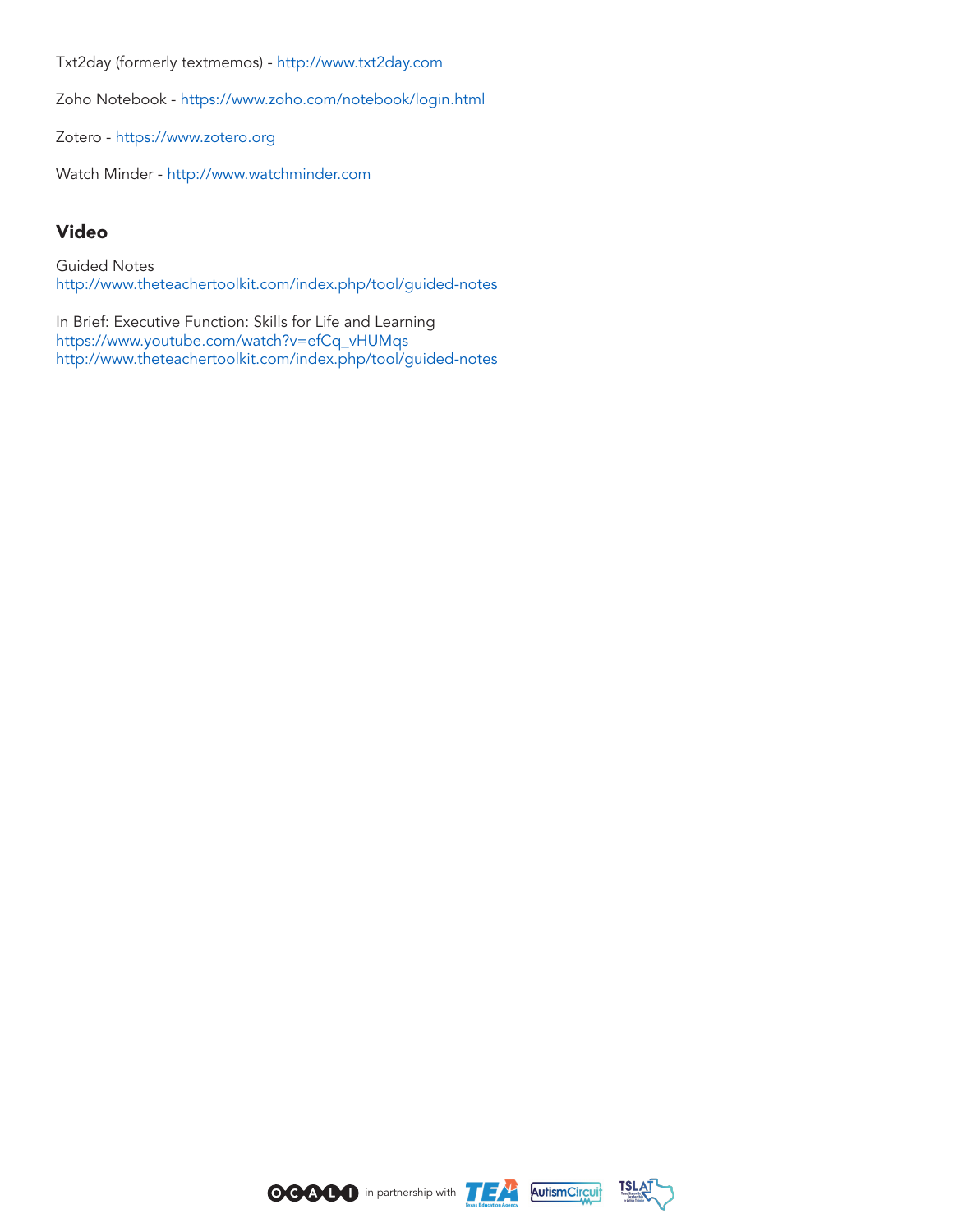Txt2day (formerly textmemos) - http://www.txt2day.com

Zoho Notebook - https://www.zoho.com/notebook/login.html

Zotero - https://www.zotero.org

Watch Minder - http://www.watchminder.com

## Video

Guided Notes
http://www.theteachertoolkit.com/index.php/tool/guided-notes

In Brief: Executive Function: Skills for Life and Learning
https://www.youtube.com/watch?v=efCq_vHUMqs
http://www.theteachertoolkit.com/index.php/tool/guided-notes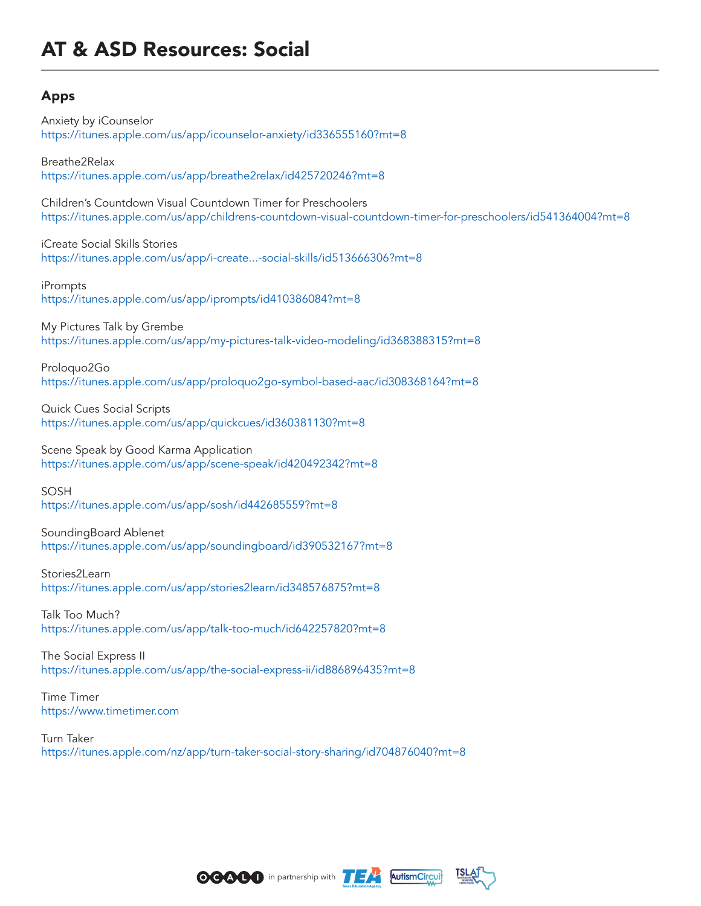# AT & ASD Resources: Social

## Apps

Anxiety by iCounselor
https://itunes.apple.com/us/app/icounselor-anxiety/id336555160?mt=8

Breathe2Relax
https://itunes.apple.com/us/app/breathe2relax/id425720246?mt=8

Children's Countdown Visual Countdown Timer for Preschoolers
https://itunes.apple.com/us/app/childrens-countdown-visual-countdown-timer-for-preschoolers/id541364004?mt=8

iCreate Social Skills Stories
https://itunes.apple.com/us/app/i-create...-social-skills/id513666306?mt=8

iPrompts
https://itunes.apple.com/us/app/iprompts/id410386084?mt=8

My Pictures Talk by Grembe
https://itunes.apple.com/us/app/my-pictures-talk-video-modeling/id368388315?mt=8

Proloquo2Go
https://itunes.apple.com/us/app/proloquo2go-symbol-based-aac/id308368164?mt=8

Quick Cues Social Scripts
https://itunes.apple.com/us/app/quickcues/id360381130?mt=8

Scene Speak by Good Karma Application
https://itunes.apple.com/us/app/scene-speak/id420492342?mt=8

SOSH
https://itunes.apple.com/us/app/sosh/id442685559?mt=8

SoundingBoard Ablenet
https://itunes.apple.com/us/app/soundingboard/id390532167?mt=8

Stories2Learn
https://itunes.apple.com/us/app/stories2learn/id348576875?mt=8

Talk Too Much?
https://itunes.apple.com/us/app/talk-too-much/id642257820?mt=8

The Social Express II
https://itunes.apple.com/us/app/the-social-express-ii/id886896435?mt=8

Time Timer
https://www.timetimer.com

Turn Taker
https://itunes.apple.com/nz/app/turn-taker-social-story-sharing/id704876040?mt=8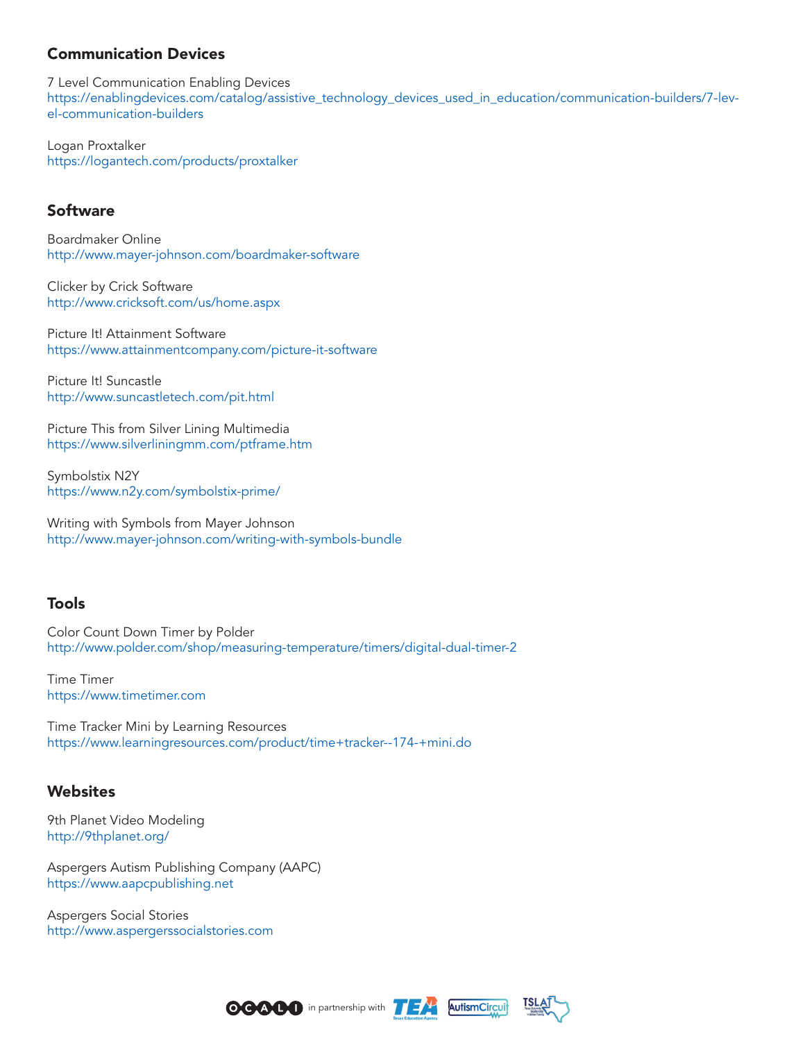## Communication Devices

7 Level Communication Enabling Devices
https://enablingdevices.com/catalog/assistive_technology_devices_used_in_education/communication-builders/7-level-communication-builders

Logan Proxtalker
https://logantech.com/products/proxtalker

## Software

Boardmaker Online
http://www.mayer-johnson.com/boardmaker-software

Clicker by Crick Software
http://www.cricksoft.com/us/home.aspx

Picture It! Attainment Software
https://www.attainmentcompany.com/picture-it-software

Picture It! Suncastle
http://www.suncastletech.com/pit.html

Picture This from Silver Lining Multimedia
https://www.silverliningmm.com/ptframe.htm

Symbolstix N2Y
https://www.n2y.com/symbolstix-prime/

Writing with Symbols from Mayer Johnson
http://www.mayer-johnson.com/writing-with-symbols-bundle

## Tools

Color Count Down Timer by Polder
http://www.polder.com/shop/measuring-temperature/timers/digital-dual-timer-2

Time Timer
https://www.timetimer.com

Time Tracker Mini by Learning Resources
https://www.learningresources.com/product/time+tracker--174-+mini.do

## Websites

9th Planet Video Modeling
http://9thplanet.org/

Aspergers Autism Publishing Company (AAPC)
https://www.aapcpublishing.net

Aspergers Social Stories
http://www.aspergerssocialstories.com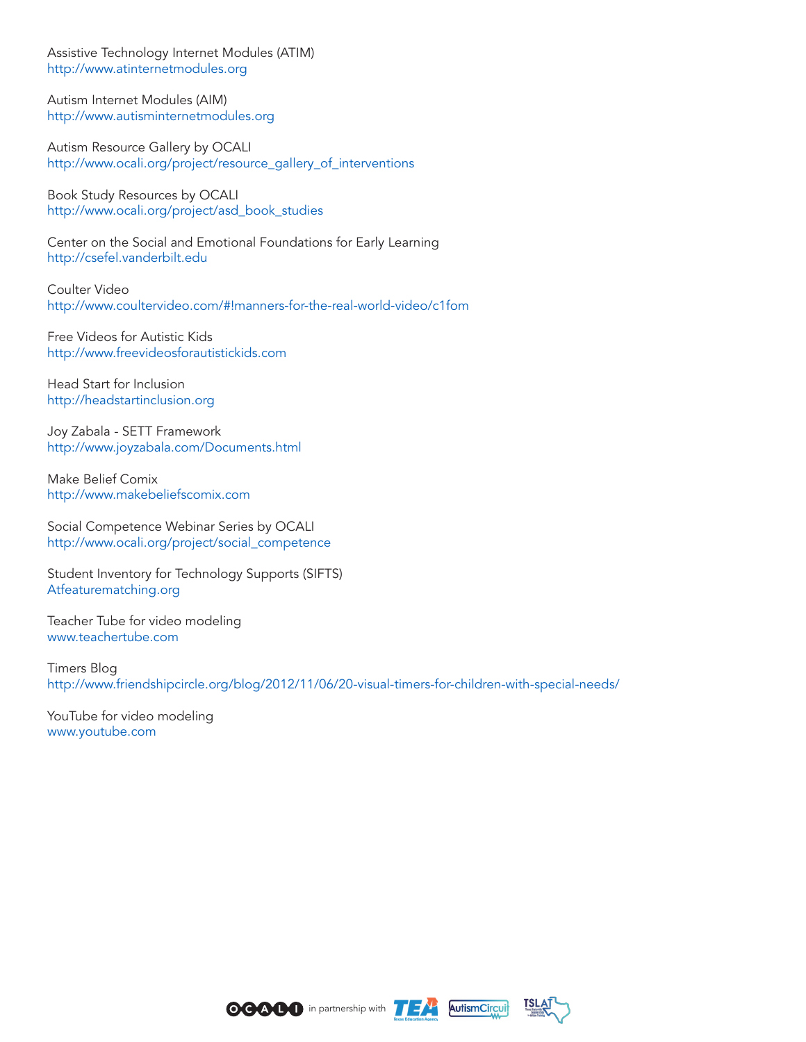Assistive Technology Internet Modules (ATIM)
http://www.atinternetmodules.org

Autism Internet Modules (AIM)
http://www.autisminternetmodules.org

Autism Resource Gallery by OCALI
http://www.ocali.org/project/resource_gallery_of_interventions

Book Study Resources by OCALI
http://www.ocali.org/project/asd_book_studies

Center on the Social and Emotional Foundations for Early Learning
http://csefel.vanderbilt.edu

Coulter Video
http://www.coultervideo.com/#!manners-for-the-real-world-video/c1fom

Free Videos for Autistic Kids
http://www.freevideosforautistickids.com

Head Start for Inclusion
http://headstartinclusion.org

Joy Zabala - SETT Framework
http://www.joyzabala.com/Documents.html

Make Belief Comix
http://www.makebeliefscomix.com

Social Competence Webinar Series by OCALI
http://www.ocali.org/project/social_competence

Student Inventory for Technology Supports (SIFTS)
Atfeaturematching.org

Teacher Tube for video modeling
www.teachertube.com

Timers Blog
http://www.friendshipcircle.org/blog/2012/11/06/20-visual-timers-for-children-with-special-needs/

YouTube for video modeling
www.youtube.com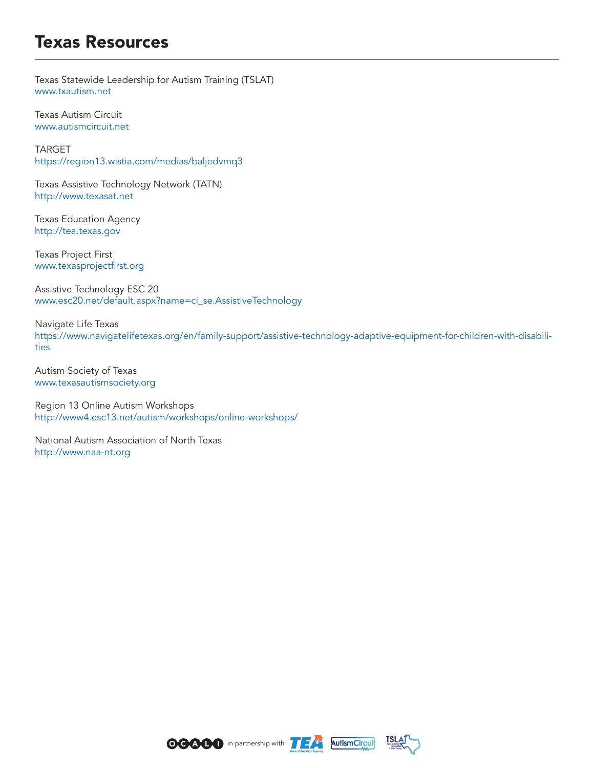# Texas Resources

Texas Statewide Leadership for Autism Training (TSLAT)
www.txautism.net

Texas Autism Circuit
www.autismcircuit.net

TARGET
https://region13.wistia.com/medias/baljedvmq3

Texas Assistive Technology Network (TATN)
http://www.texasat.net

Texas Education Agency
http://tea.texas.gov

Texas Project First
www.texasprojectfirst.org

Assistive Technology ESC 20
www.esc20.net/default.aspx?name=ci_se.AssistiveTechnology

Navigate Life Texas
https://www.navigatelifetexas.org/en/family-support/assistive-technology-adaptive-equipment-for-children-with-disabilities

Autism Society of Texas
www.texasautismsociety.org

Region 13 Online Autism Workshops
http://www4.esc13.net/autism/workshops/online-workshops/

National Autism Association of North Texas
http://www.naa-nt.org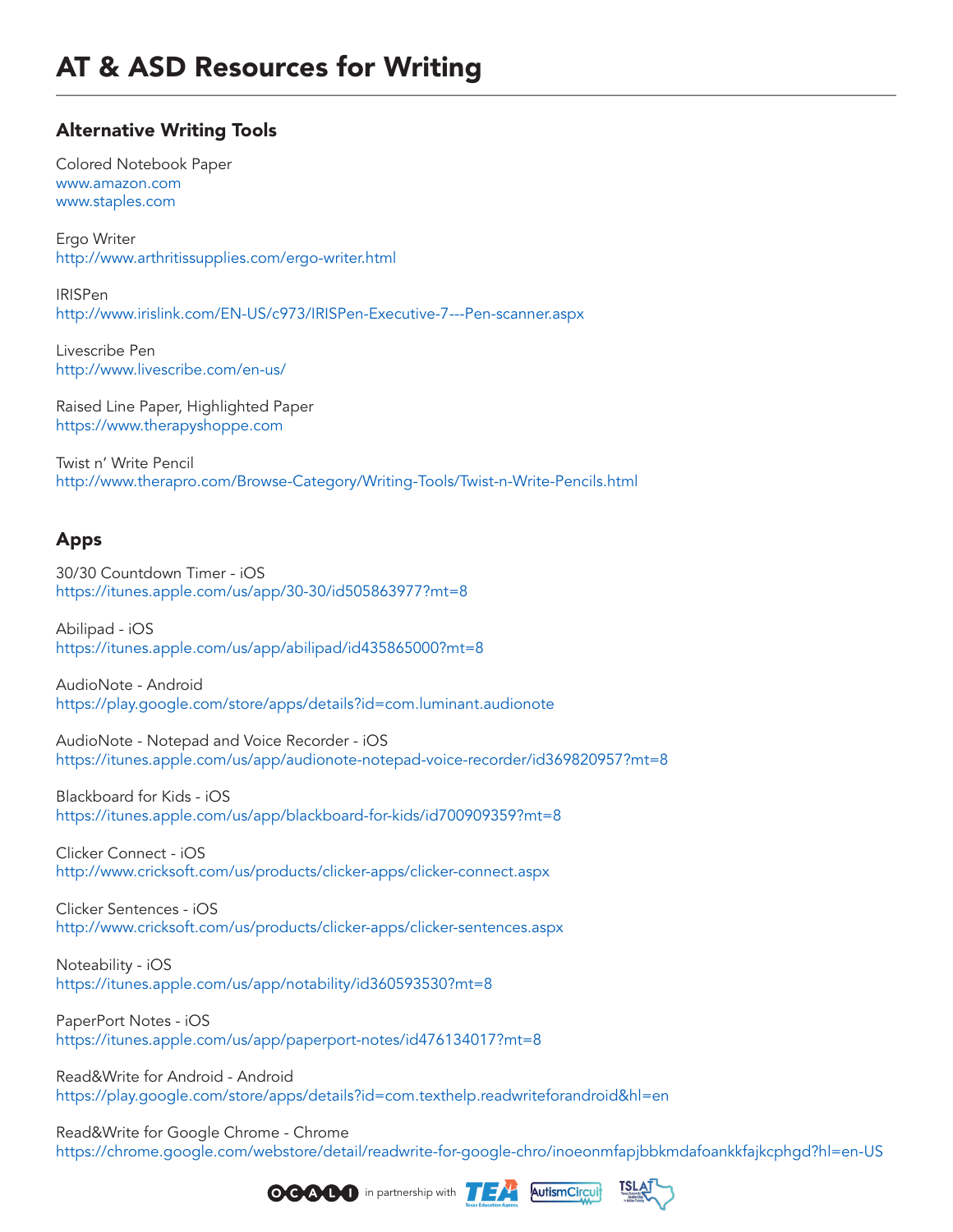# AT & ASD Resources for Writing

## Alternative Writing Tools

Colored Notebook Paper
www.amazon.com
www.staples.com

Ergo Writer
http://www.arthritissupplies.com/ergo-writer.html

IRISPen
http://www.irislink.com/EN-US/c973/IRISPen-Executive-7---Pen-scanner.aspx

Livescribe Pen
http://www.livescribe.com/en-us/

Raised Line Paper, Highlighted Paper
https://www.therapyshoppe.com

Twist n' Write Pencil
http://www.therapro.com/Browse-Category/Writing-Tools/Twist-n-Write-Pencils.html

## Apps

30/30 Countdown Timer - iOS
https://itunes.apple.com/us/app/30-30/id505863977?mt=8

Abilipad - iOS
https://itunes.apple.com/us/app/abilipad/id435865000?mt=8

AudioNote - Android
https://play.google.com/store/apps/details?id=com.luminant.audionote

AudioNote - Notepad and Voice Recorder - iOS
https://itunes.apple.com/us/app/audionote-notepad-voice-recorder/id369820957?mt=8

Blackboard for Kids - iOS
https://itunes.apple.com/us/app/blackboard-for-kids/id700909359?mt=8

Clicker Connect - iOS
http://www.cricksoft.com/us/products/clicker-apps/clicker-connect.aspx

Clicker Sentences - iOS
http://www.cricksoft.com/us/products/clicker-apps/clicker-sentences.aspx

Noteability - iOS
https://itunes.apple.com/us/app/notability/id360593530?mt=8

PaperPort Notes - iOS
https://itunes.apple.com/us/app/paperport-notes/id476134017?mt=8

Read&Write for Android - Android
https://play.google.com/store/apps/details?id=com.texthelp.readwriteforandroid&hl=en

Read&Write for Google Chrome - Chrome
https://chrome.google.com/webstore/detail/readwrite-for-google-chro/inoeonmfapjbbkmdafoankkfajkcphgd?hl=en-US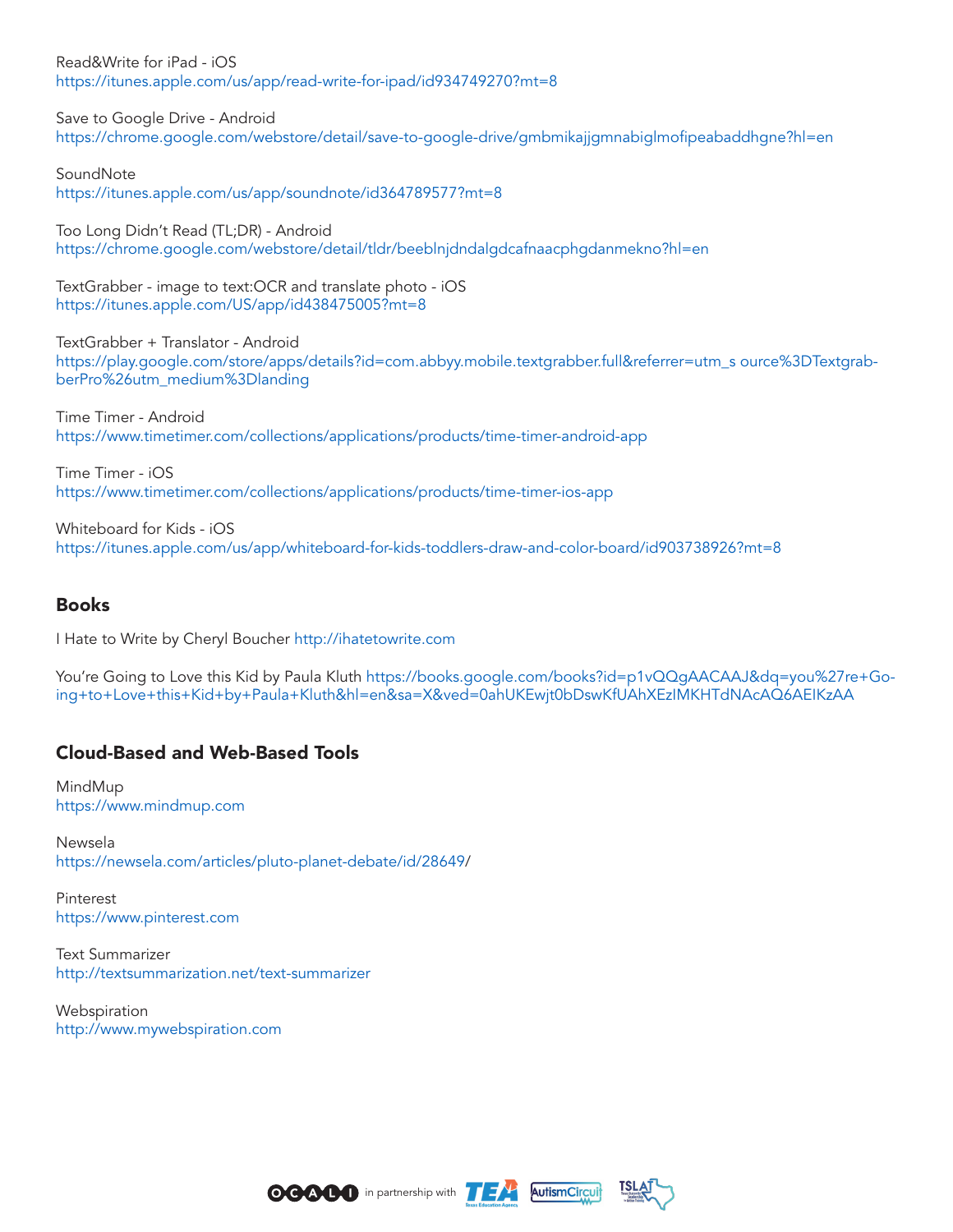Read&Write for iPad - iOS
https://itunes.apple.com/us/app/read-write-for-ipad/id934749270?mt=8

Save to Google Drive - Android
https://chrome.google.com/webstore/detail/save-to-google-drive/gmbmikajjgmnabiglmofipeabaddhgne?hl=en

SoundNote
https://itunes.apple.com/us/app/soundnote/id364789577?mt=8

Too Long Didn't Read (TL;DR) - Android
https://chrome.google.com/webstore/detail/tldr/beeblnjdndalgdcafnaacphgdanmekno?hl=en

TextGrabber - image to text:OCR and translate photo - iOS
https://itunes.apple.com/US/app/id438475005?mt=8

TextGrabber + Translator - Android
https://play.google.com/store/apps/details?id=com.abbyy.mobile.textgrabber.full&referrer=utm_s ource%3DTextgrab-berPro%26utm_medium%3Dlanding

Time Timer - Android
https://www.timetimer.com/collections/applications/products/time-timer-android-app

Time Timer - iOS
https://www.timetimer.com/collections/applications/products/time-timer-ios-app

Whiteboard for Kids - iOS
https://itunes.apple.com/us/app/whiteboard-for-kids-toddlers-draw-and-color-board/id903738926?mt=8

## Books

I Hate to Write by Cheryl Boucher http://ihatetowrite.com

You're Going to Love this Kid by Paula Kluth https://books.google.com/books?id=p1vQQgAACAAJ&dq=you%27re+Go-ing+to+Love+this+Kid+by+Paula+Kluth&hl=en&sa=X&ved=0ahUKEwjt0bDswKfUAhXEzIMKHTdNAcAQ6AEIKzAA

## Cloud-Based and Web-Based Tools

MindMup
https://www.mindmup.com

Newsela
https://newsela.com/articles/pluto-planet-debate/id/28649/

Pinterest
https://www.pinterest.com

Text Summarizer
http://textsummarization.net/text-summarizer

Webspiration
http://www.mywebspiration.com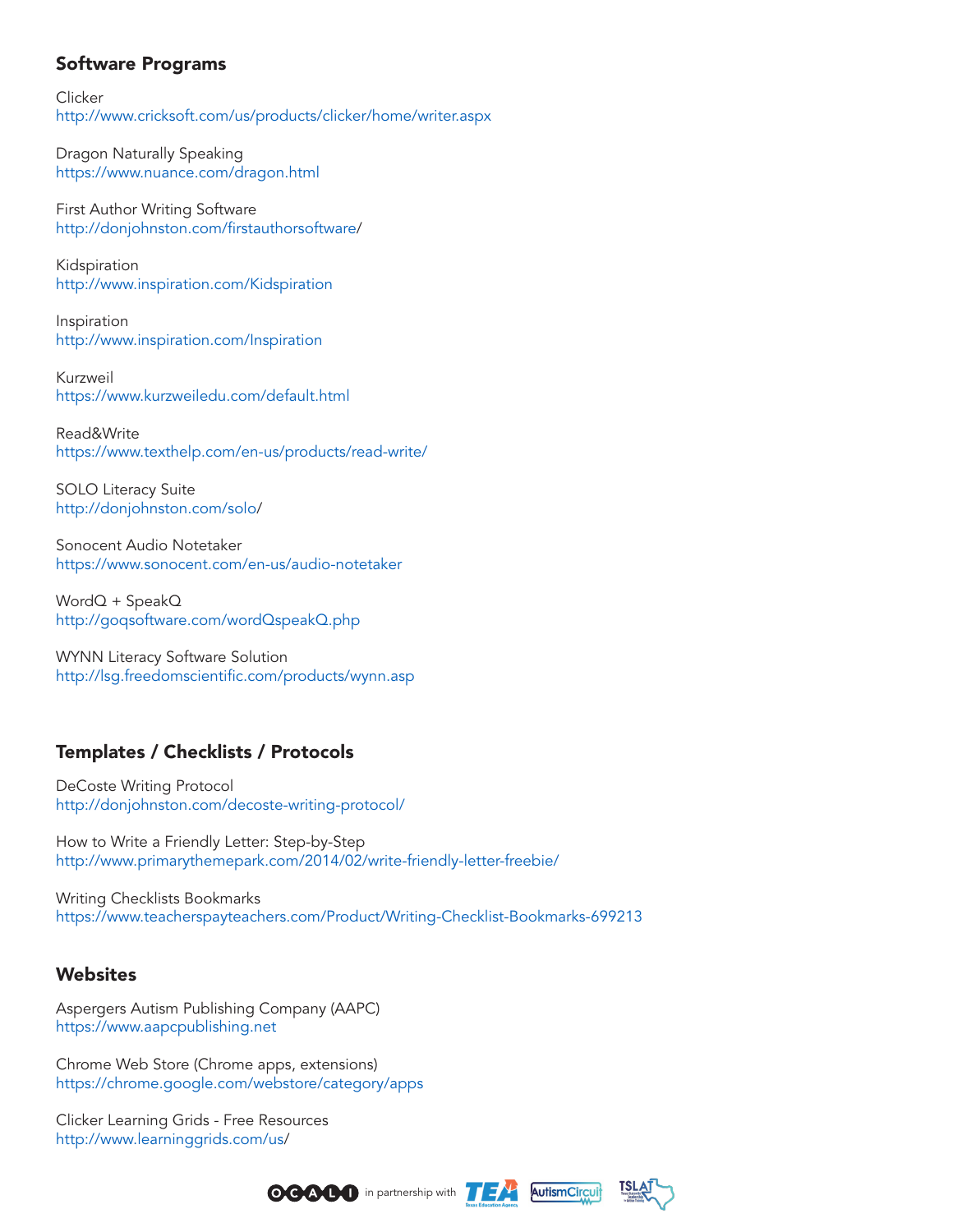## Software Programs

Clicker
http://www.cricksoft.com/us/products/clicker/home/writer.aspx

Dragon Naturally Speaking
https://www.nuance.com/dragon.html

First Author Writing Software
http://donjohnston.com/firstauthorsoftware/

Kidspiration
http://www.inspiration.com/Kidspiration

Inspiration
http://www.inspiration.com/Inspiration

Kurzweil
https://www.kurzweiledu.com/default.html

Read&Write
https://www.texthelp.com/en-us/products/read-write/

SOLO Literacy Suite
http://donjohnston.com/solo/

Sonocent Audio Notetaker
https://www.sonocent.com/en-us/audio-notetaker

WordQ + SpeakQ
http://goqsoftware.com/wordQspeakQ.php

WYNN Literacy Software Solution
http://lsg.freedomscientific.com/products/wynn.asp

## Templates / Checklists / Protocols

DeCoste Writing Protocol
http://donjohnston.com/decoste-writing-protocol/

How to Write a Friendly Letter: Step-by-Step
http://www.primarythemepark.com/2014/02/write-friendly-letter-freebie/

Writing Checklists Bookmarks
https://www.teacherspayteachers.com/Product/Writing-Checklist-Bookmarks-699213

## Websites

Aspergers Autism Publishing Company (AAPC)
https://www.aapcpublishing.net

Chrome Web Store (Chrome apps, extensions)
https://chrome.google.com/webstore/category/apps

Clicker Learning Grids - Free Resources
http://www.learninggrids.com/us/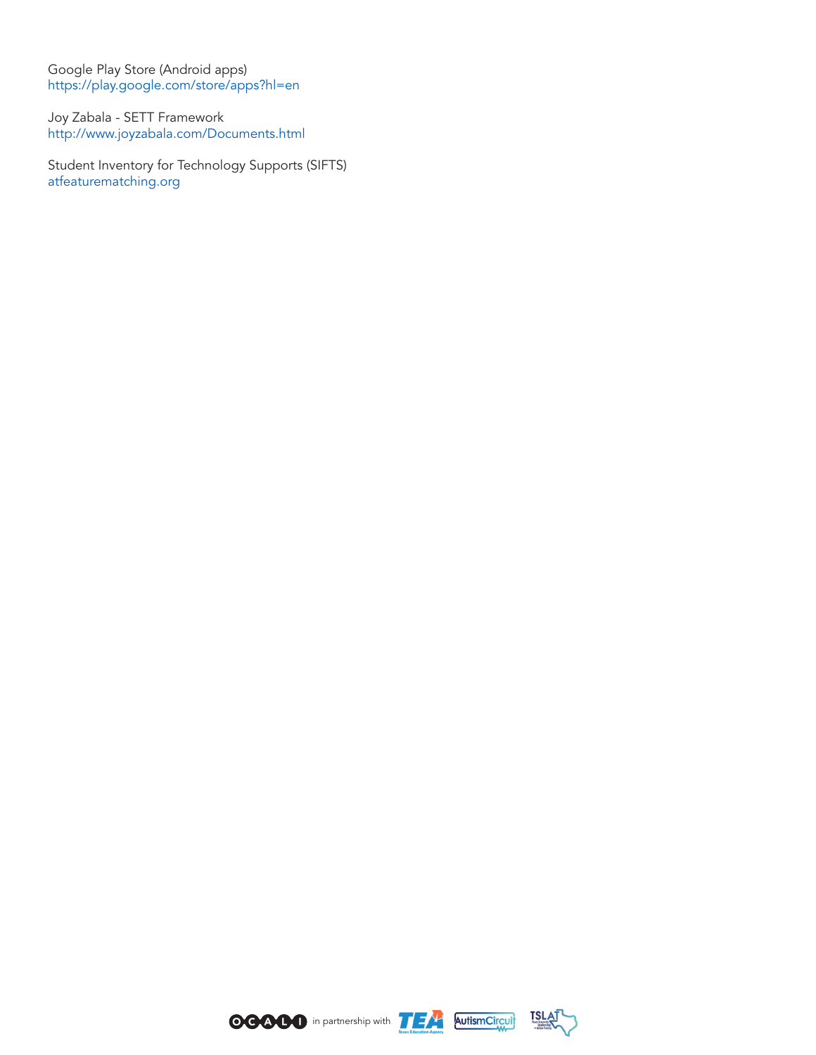Google Play Store (Android apps)
https://play.google.com/store/apps?hl=en

Joy Zabala - SETT Framework
http://www.joyzabala.com/Documents.html

Student Inventory for Technology Supports (SIFTS)
atfeaturematching.org